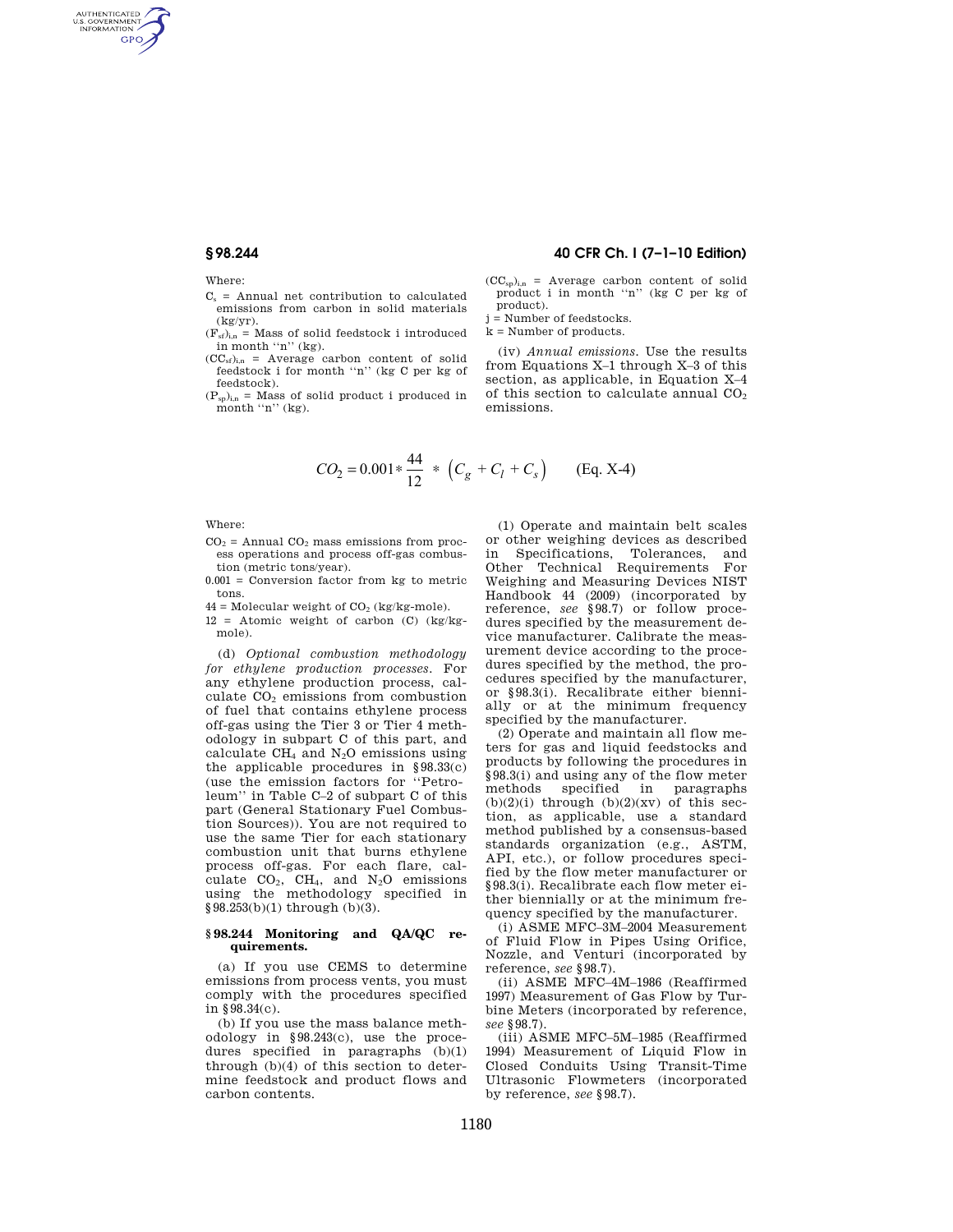Where:

$C_s$ = Annual net contribution to calculated emissions from carbon in solid materials (kg/yr).

$(F_{sf})_{i,n}$ = Mass of solid feedstock i introduced in month "n" (kg).

$(CC_{sf})_{i,n}$ = Average carbon content of solid feedstock i for month "n" (kg C per kg of feedstock).

$(P_{sp})_{i,n}$ = Mass of solid product i produced in month "n" (kg).

$(CC_{sp})_{i,n}$ = Average carbon content of solid product i in month "n" (kg C per kg of product).

j = Number of feedstocks.

k = Number of products.

(iv) *Annual emissions.* Use the results from Equations X–1 through X–3 of this section, as applicable, in Equation X–4 of this section to calculate annual $CO_2$ emissions.

$$CO_2 = 0.001 * \frac{44}{12} * \left(C_g + C_l + C_s\right) \qquad \text{(Eq. X-4)}$$

Where:

$CO_2$ = Annual $CO_2$ mass emissions from process operations and process off-gas combustion (metric tons/year).

0.001 = Conversion factor from kg to metric tons.

44 = Molecular weight of $CO_2$ (kg/kg-mole).

12 = Atomic weight of carbon (C) (kg/kg-mole).

(d) *Optional combustion methodology for ethylene production processes.* For any ethylene production process, calculate $CO_2$ emissions from combustion of fuel that contains ethylene process off-gas using the Tier 3 or Tier 4 methodology in subpart C of this part, and calculate $CH_4$ and $N_2O$ emissions using the applicable procedures in §98.33(c) (use the emission factors for "Petroleum" in Table C–2 of subpart C of this part (General Stationary Fuel Combustion Sources)). You are not required to use the same Tier for each stationary combustion unit that burns ethylene process off-gas. For each flare, calculate $CO_2$, $CH_4$, and $N_2O$ emissions using the methodology specified in §98.253(b)(1) through (b)(3).

## §98.244 Monitoring and QA/QC requirements.

(a) If you use CEMS to determine emissions from process vents, you must comply with the procedures specified in §98.34(c).

(b) If you use the mass balance methodology in §98.243(c), use the procedures specified in paragraphs (b)(1) through (b)(4) of this section to determine feedstock and product flows and carbon contents.

(1) Operate and maintain belt scales or other weighing devices as described in Specifications, Tolerances, and Other Technical Requirements For Weighing and Measuring Devices NIST Handbook 44 (2009) (incorporated by reference, *see* §98.7) or follow procedures specified by the measurement device manufacturer. Calibrate the measurement device according to the procedures specified by the method, the procedures specified by the manufacturer, or §98.3(i). Recalibrate either biennially or at the minimum frequency specified by the manufacturer.

(2) Operate and maintain all flow meters for gas and liquid feedstocks and products by following the procedures in §98.3(i) and using any of the flow meter methods specified in paragraphs (b)(2)(i) through (b)(2)(xv) of this section, as applicable, use a standard method published by a consensus-based standards organization (e.g., ASTM, API, etc.), or follow procedures specified by the flow meter manufacturer or §98.3(i). Recalibrate each flow meter either biennially or at the minimum frequency specified by the manufacturer.

(i) ASME MFC–3M–2004 Measurement of Fluid Flow in Pipes Using Orifice, Nozzle, and Venturi (incorporated by reference, *see* §98.7).

(ii) ASME MFC–4M–1986 (Reaffirmed 1997) Measurement of Gas Flow by Turbine Meters (incorporated by reference, *see* §98.7).

(iii) ASME MFC–5M–1985 (Reaffirmed 1994) Measurement of Liquid Flow in Closed Conduits Using Transit-Time Ultrasonic Flowmeters (incorporated by reference, *see* §98.7).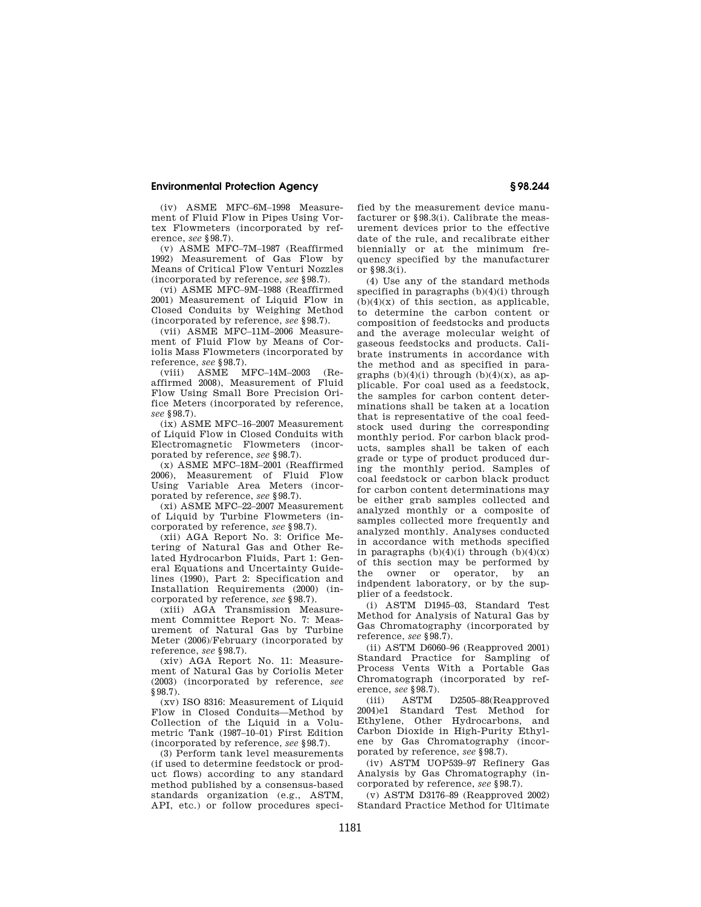(iv) ASME MFC–6M–1998 Measurement of Fluid Flow in Pipes Using Vortex Flowmeters (incorporated by reference, *see* §98.7).

(v) ASME MFC–7M–1987 (Reaffirmed 1992) Measurement of Gas Flow by Means of Critical Flow Venturi Nozzles (incorporated by reference, *see* §98.7).

(vi) ASME MFC–9M–1988 (Reaffirmed 2001) Measurement of Liquid Flow in Closed Conduits by Weighing Method (incorporated by reference, *see* §98.7).

(vii) ASME MFC–11M–2006 Measurement of Fluid Flow by Means of Coriolis Mass Flowmeters (incorporated by reference, *see* §98.7).

(viii) ASME MFC–14M–2003 (Reaffirmed 2008), Measurement of Fluid Flow Using Small Bore Precision Orifice Meters (incorporated by reference, *see* §98.7).

(ix) ASME MFC–16–2007 Measurement of Liquid Flow in Closed Conduits with Electromagnetic Flowmeters (incorporated by reference, *see* §98.7).

(x) ASME MFC–18M–2001 (Reaffirmed 2006), Measurement of Fluid Flow Using Variable Area Meters (incorporated by reference, *see* §98.7).

(xi) ASME MFC–22–2007 Measurement of Liquid by Turbine Flowmeters (incorporated by reference, *see* §98.7).

(xii) AGA Report No. 3: Orifice Metering of Natural Gas and Other Related Hydrocarbon Fluids, Part 1: General Equations and Uncertainty Guidelines (1990), Part 2: Specification and Installation Requirements (2000) (incorporated by reference, *see* §98.7).

(xiii) AGA Transmission Measurement Committee Report No. 7: Measurement of Natural Gas by Turbine Meter (2006)/February (incorporated by reference, *see* §98.7).

(xiv) AGA Report No. 11: Measurement of Natural Gas by Coriolis Meter (2003) (incorporated by reference, *see* §98.7).

(xv) ISO 8316: Measurement of Liquid Flow in Closed Conduits—Method by Collection of the Liquid in a Volumetric Tank (1987–10–01) First Edition (incorporated by reference, *see* §98.7).

(3) Perform tank level measurements (if used to determine feedstock or product flows) according to any standard method published by a consensus-based standards organization (e.g., ASTM, API, etc.) or follow procedures specified by the measurement device manufacturer or §98.3(i). Calibrate the measurement devices prior to the effective date of the rule, and recalibrate either biennially or at the minimum frequency specified by the manufacturer or §98.3(i).

(4) Use any of the standard methods specified in paragraphs (b)(4)(i) through (b)(4)(x) of this section, as applicable, to determine the carbon content or composition of feedstocks and products and the average molecular weight of gaseous feedstocks and products. Calibrate instruments in accordance with the method and as specified in paragraphs (b)(4)(i) through (b)(4)(x), as applicable. For coal used as a feedstock, the samples for carbon content determinations shall be taken at a location that is representative of the coal feedstock used during the corresponding monthly period. For carbon black products, samples shall be taken of each grade or type of product produced during the monthly period. Samples of coal feedstock or carbon black product for carbon content determinations may be either grab samples collected and analyzed monthly or a composite of samples collected more frequently and analyzed monthly. Analyses conducted in accordance with methods specified in paragraphs (b)(4)(i) through (b)(4)(x) of this section may be performed by the owner or operator, by an indpendent laboratory, or by the supplier of a feedstock.

(i) ASTM D1945–03, Standard Test Method for Analysis of Natural Gas by Gas Chromatography (incorporated by reference, *see* §98.7).

(ii) ASTM D6060–96 (Reapproved 2001) Standard Practice for Sampling of Process Vents With a Portable Gas Chromatograph (incorporated by reference, *see* §98.7).

(iii) ASTM D2505–88(Reapproved 2004)e1 Standard Test Method for Ethylene, Other Hydrocarbons, and Carbon Dioxide in High-Purity Ethylene by Gas Chromatography (incorporated by reference, *see* §98.7).

(iv) ASTM UOP539–97 Refinery Gas Analysis by Gas Chromatography (incorporated by reference, *see* §98.7).

(v) ASTM D3176–89 (Reapproved 2002) Standard Practice Method for Ultimate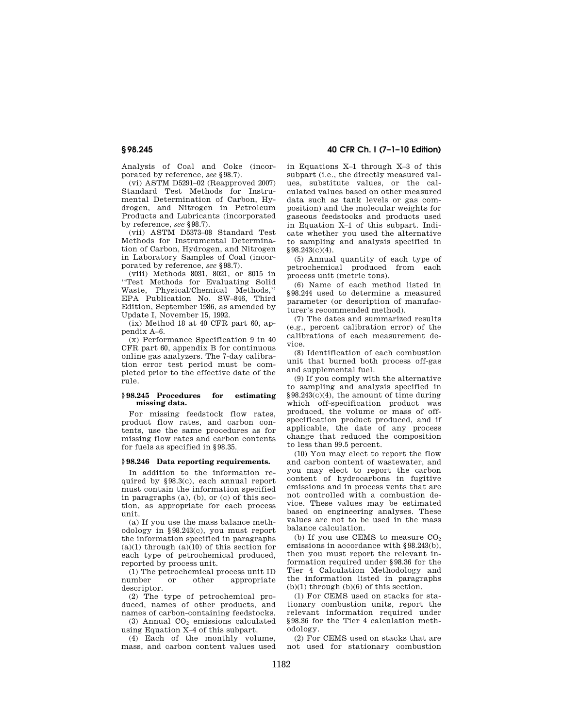Analysis of Coal and Coke (incorporated by reference, *see* §98.7).

(vi) ASTM D5291–02 (Reapproved 2007) Standard Test Methods for Instrumental Determination of Carbon, Hydrogen, and Nitrogen in Petroleum Products and Lubricants (incorporated by reference, *see* §98.7).

(vii) ASTM D5373–08 Standard Test Methods for Instrumental Determination of Carbon, Hydrogen, and Nitrogen in Laboratory Samples of Coal (incorporated by reference, *see* §98.7).

(viii) Methods 8031, 8021, or 8015 in "Test Methods for Evaluating Solid Waste, Physical/Chemical Methods," EPA Publication No. SW–846, Third Edition, September 1986, as amended by Update I, November 15, 1992.

(ix) Method 18 at 40 CFR part 60, appendix A–6.

(x) Performance Specification 9 in 40 CFR part 60, appendix B for continuous online gas analyzers. The 7-day calibration error test period must be completed prior to the effective date of the rule.

### §98.245 Procedures for estimating missing data.

For missing feedstock flow rates, product flow rates, and carbon contents, use the same procedures as for missing flow rates and carbon contents for fuels as specified in §98.35.

### §98.246 Data reporting requirements.

In addition to the information required by §98.3(c), each annual report must contain the information specified in paragraphs (a), (b), or (c) of this section, as appropriate for each process unit.

(a) If you use the mass balance methodology in §98.243(c), you must report the information specified in paragraphs (a)(1) through (a)(10) of this section for each type of petrochemical produced, reported by process unit.

(1) The petrochemical process unit ID number or other appropriate descriptor.

(2) The type of petrochemical produced, names of other products, and names of carbon-containing feedstocks.

(3) Annual $CO_2$ emissions calculated using Equation X–4 of this subpart.

(4) Each of the monthly volume, mass, and carbon content values used in Equations X–1 through X–3 of this subpart (i.e., the directly measured values, substitute values, or the calculated values based on other measured data such as tank levels or gas composition) and the molecular weights for gaseous feedstocks and products used in Equation X–1 of this subpart. Indicate whether you used the alternative to sampling and analysis specified in §98.243(c)(4).

(5) Annual quantity of each type of petrochemical produced from each process unit (metric tons).

(6) Name of each method listed in §98.244 used to determine a measured parameter (or description of manufacturer's recommended method).

(7) The dates and summarized results (e.g., percent calibration error) of the calibrations of each measurement device.

(8) Identification of each combustion unit that burned both process off-gas and supplemental fuel.

(9) If you comply with the alternative to sampling and analysis specified in §98.243(c)(4), the amount of time during which off-specification product was produced, the volume or mass of off-specification product produced, and if applicable, the date of any process change that reduced the composition to less than 99.5 percent.

(10) You may elect to report the flow and carbon content of wastewater, and you may elect to report the carbon content of hydrocarbons in fugitive emissions and in process vents that are not controlled with a combustion device. These values may be estimated based on engineering analyses. These values are not to be used in the mass balance calculation.

(b) If you use CEMS to measure $CO_2$ emissions in accordance with §98.243(b), then you must report the relevant information required under §98.36 for the Tier 4 Calculation Methodology and the information listed in paragraphs (b)(1) through (b)(6) of this section.

(1) For CEMS used on stacks for stationary combustion units, report the relevant information required under §98.36 for the Tier 4 calculation methodology.

(2) For CEMS used on stacks that are not used for stationary combustion